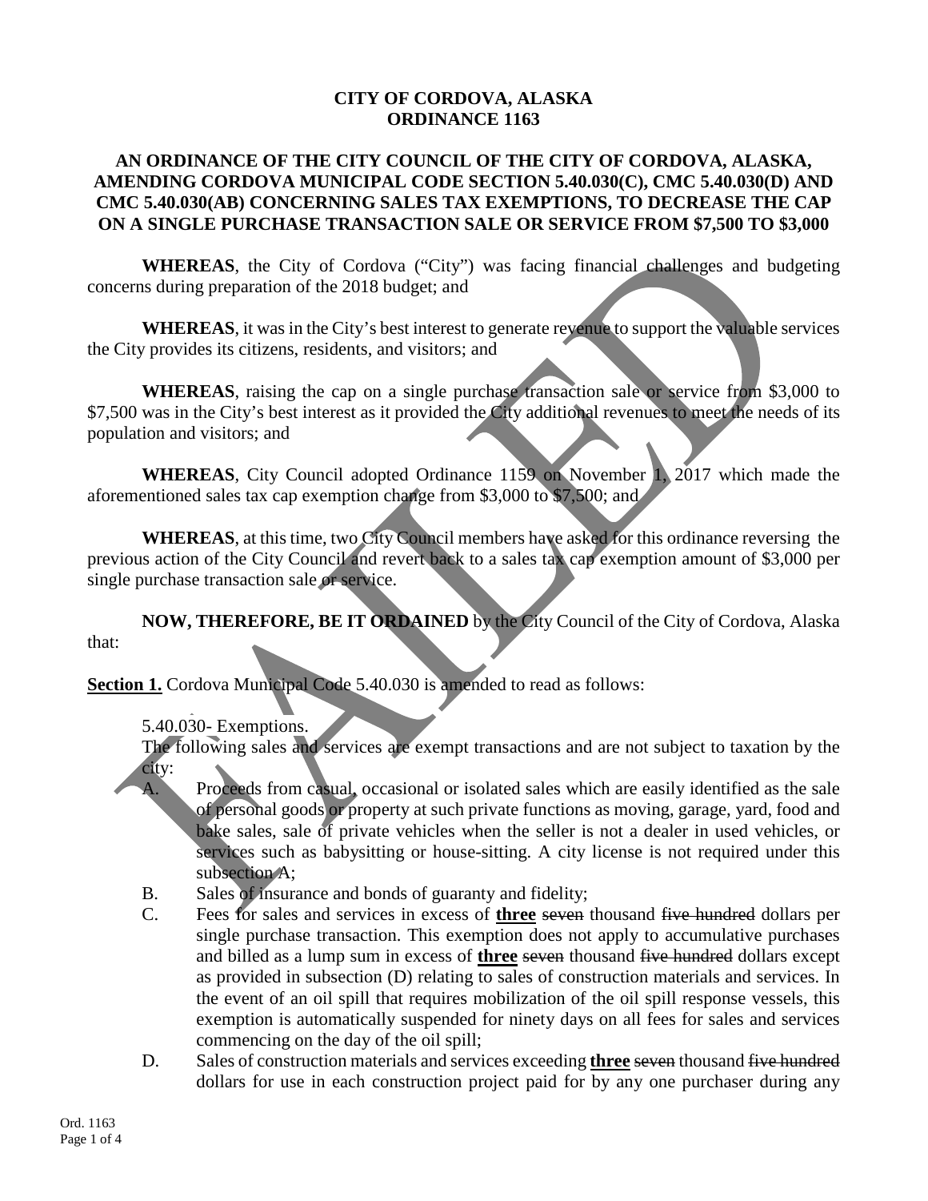**CITY OF CORDOVA, ALASKA**
**ORDINANCE 1163**

**AN ORDINANCE OF THE CITY COUNCIL OF THE CITY OF CORDOVA, ALASKA, AMENDING CORDOVA MUNICIPAL CODE SECTION 5.40.030(C), CMC 5.40.030(D) AND CMC 5.40.030(AB) CONCERNING SALES TAX EXEMPTIONS, TO DECREASE THE CAP ON A SINGLE PURCHASE TRANSACTION SALE OR SERVICE FROM $7,500 TO $3,000**

FAILED

**WHEREAS**, the City of Cordova ("City") was facing financial challenges and budgeting concerns during preparation of the 2018 budget; and

**WHEREAS**, it was in the City's best interest to generate revenue to support the valuable services the City provides its citizens, residents, and visitors; and

**WHEREAS**, raising the cap on a single purchase transaction sale or service from $3,000 to $7,500 was in the City's best interest as it provided the City additional revenues to meet the needs of its population and visitors; and

**WHEREAS**, City Council adopted Ordinance 1159 on November 1, 2017 which made the aforementioned sales tax cap exemption change from $3,000 to $7,500; and

**WHEREAS**, at this time, two City Council members have asked for this ordinance reversing the previous action of the City Council and revert back to a sales tax cap exemption amount of $3,000 per single purchase transaction sale or service.

**NOW, THEREFORE, BE IT ORDAINED** by the City Council of the City of Cordova, Alaska that:

**Section 1.** Cordova Municipal Code 5.40.030 is amended to read as follows:

5.40.030- Exemptions.

The following sales and services are exempt transactions and are not subject to taxation by the city:

A. Proceeds from casual, occasional or isolated sales which are easily identified as the sale of personal goods or property at such private functions as moving, garage, yard, food and bake sales, sale of private vehicles when the seller is not a dealer in used vehicles, or services such as babysitting or house-sitting. A city license is not required under this subsection A;

B. Sales of insurance and bonds of guaranty and fidelity;

C. Fees for sales and services in excess of **three** ~~seven~~ thousand ~~five hundred~~ dollars per single purchase transaction. This exemption does not apply to accumulative purchases and billed as a lump sum in excess of **three** ~~seven~~ thousand ~~five hundred~~ dollars except as provided in subsection (D) relating to sales of construction materials and services. In the event of an oil spill that requires mobilization of the oil spill response vessels, this exemption is automatically suspended for ninety days on all fees for sales and services commencing on the day of the oil spill;

D. Sales of construction materials and services exceeding **three** ~~seven~~ thousand ~~five hundred~~ dollars for use in each construction project paid for by any one purchaser during any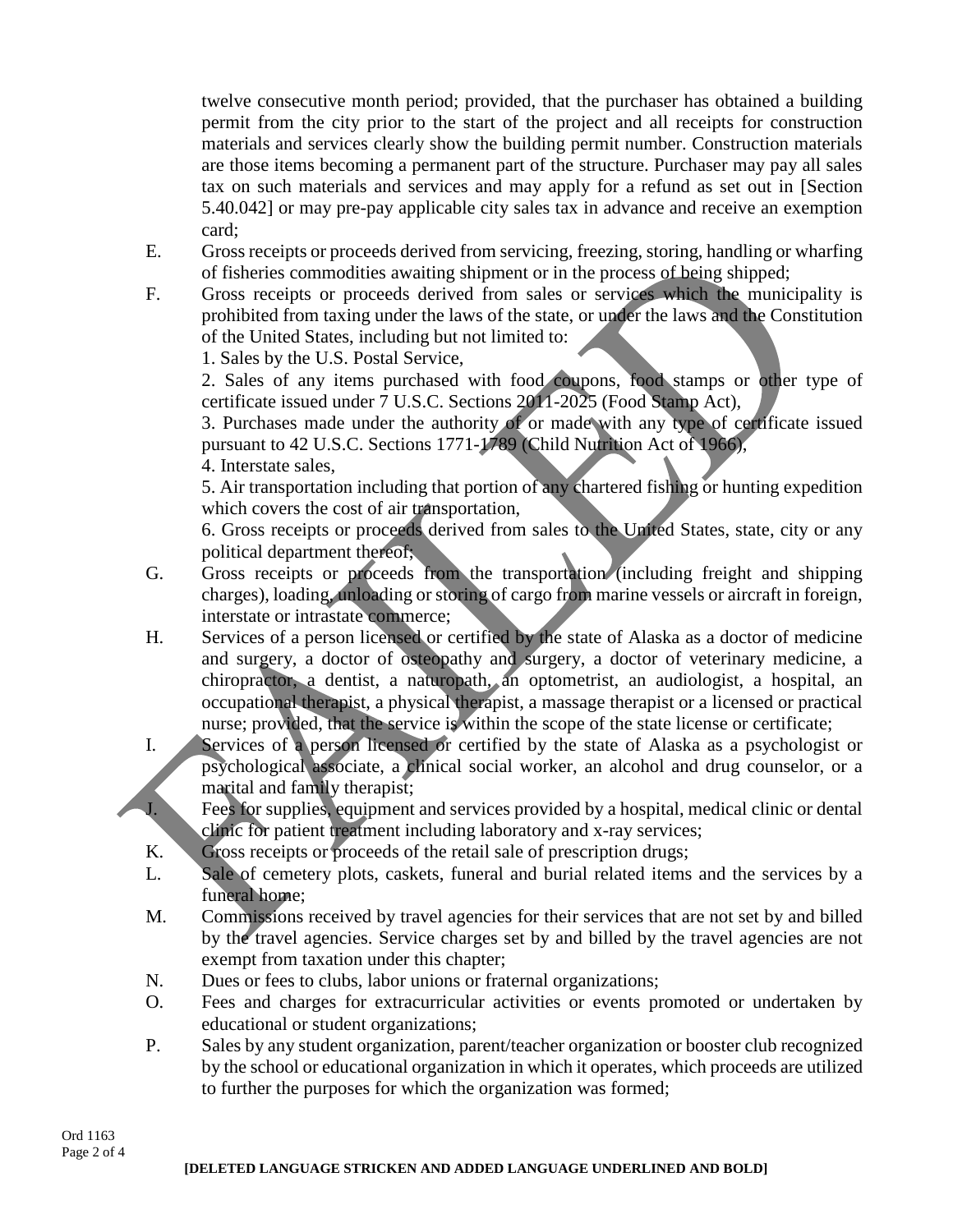twelve consecutive month period; provided, that the purchaser has obtained a building permit from the city prior to the start of the project and all receipts for construction materials and services clearly show the building permit number. Construction materials are those items becoming a permanent part of the structure. Purchaser may pay all sales tax on such materials and services and may apply for a refund as set out in [Section 5.40.042] or may pre-pay applicable city sales tax in advance and receive an exemption card;

E. Gross receipts or proceeds derived from servicing, freezing, storing, handling or wharfing of fisheries commodities awaiting shipment or in the process of being shipped;

F. Gross receipts or proceeds derived from sales or services which the municipality is prohibited from taxing under the laws of the state, or under the laws and the Constitution of the United States, including but not limited to:
   1. Sales by the U.S. Postal Service,
   2. Sales of any items purchased with food coupons, food stamps or other type of certificate issued under 7 U.S.C. Sections 2011-2025 (Food Stamp Act),
   3. Purchases made under the authority of or made with any type of certificate issued pursuant to 42 U.S.C. Sections 1771-1789 (Child Nutrition Act of 1966),
   4. Interstate sales,
   5. Air transportation including that portion of any chartered fishing or hunting expedition which covers the cost of air transportation,
   6. Gross receipts or proceeds derived from sales to the United States, state, city or any political department thereof;

G. Gross receipts or proceeds from the transportation (including freight and shipping charges), loading, unloading or storing of cargo from marine vessels or aircraft in foreign, interstate or intrastate commerce;

H. Services of a person licensed or certified by the state of Alaska as a doctor of medicine and surgery, a doctor of osteopathy and surgery, a doctor of veterinary medicine, a chiropractor, a dentist, a naturopath, an optometrist, an audiologist, a hospital, an occupational therapist, a physical therapist, a massage therapist or a licensed or practical nurse; provided, that the service is within the scope of the state license or certificate;

I. Services of a person licensed or certified by the state of Alaska as a psychologist or psychological associate, a clinical social worker, an alcohol and drug counselor, or a marital and family therapist;

J. Fees for supplies, equipment and services provided by a hospital, medical clinic or dental clinic for patient treatment including laboratory and x-ray services;

K. Gross receipts or proceeds of the retail sale of prescription drugs;

L. Sale of cemetery plots, caskets, funeral and burial related items and the services by a funeral home;

M. Commissions received by travel agencies for their services that are not set by and billed by the travel agencies. Service charges set by and billed by the travel agencies are not exempt from taxation under this chapter;

N. Dues or fees to clubs, labor unions or fraternal organizations;

O. Fees and charges for extracurricular activities or events promoted or undertaken by educational or student organizations;

P. Sales by any student organization, parent/teacher organization or booster club recognized by the school or educational organization in which it operates, which proceeds are utilized to further the purposes for which the organization was formed;

FAILED

Ord 1163

**[DELETED LANGUAGE STRICKEN AND ADDED LANGUAGE UNDERLINED AND BOLD]**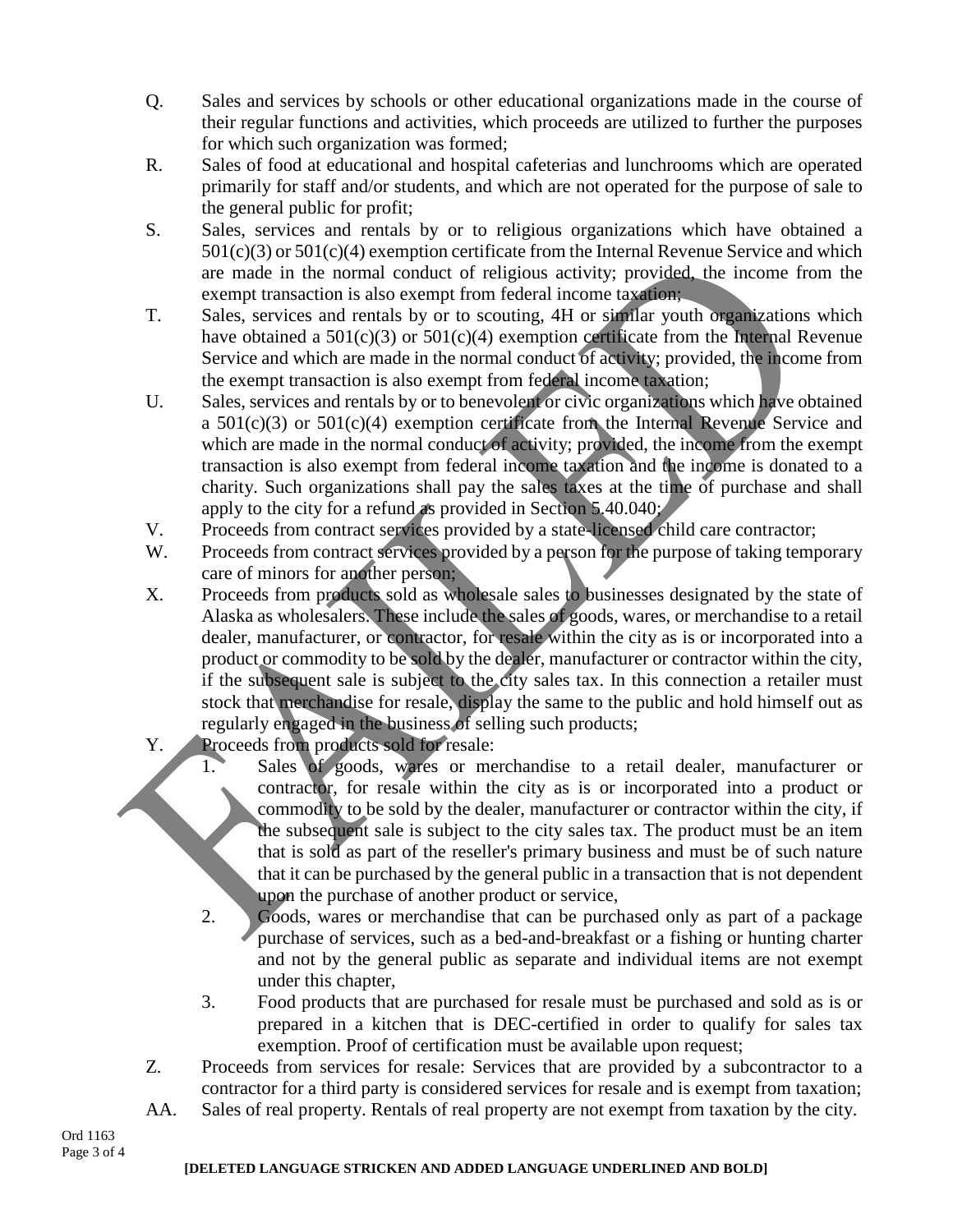Q. Sales and services by schools or other educational organizations made in the course of their regular functions and activities, which proceeds are utilized to further the purposes for which such organization was formed;

R. Sales of food at educational and hospital cafeterias and lunchrooms which are operated primarily for staff and/or students, and which are not operated for the purpose of sale to the general public for profit;

S. Sales, services and rentals by or to religious organizations which have obtained a 501(c)(3) or 501(c)(4) exemption certificate from the Internal Revenue Service and which are made in the normal conduct of religious activity; provided, the income from the exempt transaction is also exempt from federal income taxation;

T. Sales, services and rentals by or to scouting, 4H or similar youth organizations which have obtained a 501(c)(3) or 501(c)(4) exemption certificate from the Internal Revenue Service and which are made in the normal conduct of activity; provided, the income from the exempt transaction is also exempt from federal income taxation;

U. Sales, services and rentals by or to benevolent or civic organizations which have obtained a 501(c)(3) or 501(c)(4) exemption certificate from the Internal Revenue Service and which are made in the normal conduct of activity; provided, the income from the exempt transaction is also exempt from federal income taxation and the income is donated to a charity. Such organizations shall pay the sales taxes at the time of purchase and shall apply to the city for a refund as provided in Section 5.40.040;

V. Proceeds from contract services provided by a state-licensed child care contractor;

W. Proceeds from contract services provided by a person for the purpose of taking temporary care of minors for another person;

X. Proceeds from products sold as wholesale sales to businesses designated by the state of Alaska as wholesalers. These include the sales of goods, wares, or merchandise to a retail dealer, manufacturer, or contractor, for resale within the city as is or incorporated into a product or commodity to be sold by the dealer, manufacturer or contractor within the city, if the subsequent sale is subject to the city sales tax. In this connection a retailer must stock that merchandise for resale, display the same to the public and hold himself out as regularly engaged in the business of selling such products;

Y. Proceeds from products sold for resale:

  1. Sales of goods, wares or merchandise to a retail dealer, manufacturer or contractor, for resale within the city as is or incorporated into a product or commodity to be sold by the dealer, manufacturer or contractor within the city, if the subsequent sale is subject to the city sales tax. The product must be an item that is sold as part of the reseller's primary business and must be of such nature that it can be purchased by the general public in a transaction that is not dependent upon the purchase of another product or service,
  2. Goods, wares or merchandise that can be purchased only as part of a package purchase of services, such as a bed-and-breakfast or a fishing or hunting charter and not by the general public as separate and individual items are not exempt under this chapter,
  3. Food products that are purchased for resale must be purchased and sold as is or prepared in a kitchen that is DEC-certified in order to qualify for sales tax exemption. Proof of certification must be available upon request;

Z. Proceeds from services for resale: Services that are provided by a subcontractor to a contractor for a third party is considered services for resale and is exempt from taxation;

AA. Sales of real property. Rentals of real property are not exempt from taxation by the city.

Ord 1163

**[DELETED LANGUAGE STRICKEN AND ADDED LANGUAGE UNDERLINED AND BOLD]**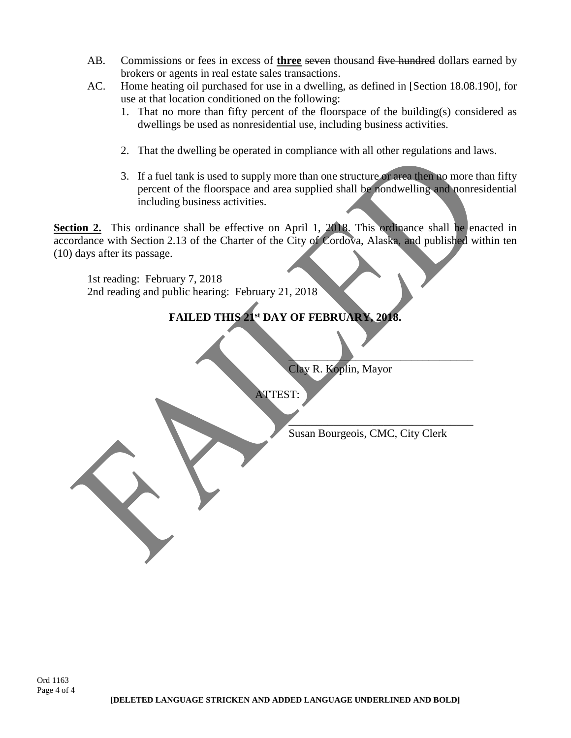AB. Commissions or fees in excess of **<u>three</u>** ~~seven~~ thousand ~~five hundred~~ dollars earned by brokers or agents in real estate sales transactions.

AC. Home heating oil purchased for use in a dwelling, as defined in [Section 18.08.190], for use at that location conditioned on the following:

1. That no more than fifty percent of the floorspace of the building(s) considered as dwellings be used as nonresidential use, including business activities.
2. That the dwelling be operated in compliance with all other regulations and laws.
3. If a fuel tank is used to supply more than one structure or area then no more than fifty percent of the floorspace and area supplied shall be nondwelling and nonresidential including business activities.

**<u>Section 2.</u>** This ordinance shall be effective on April 1, 2018. This ordinance shall be enacted in accordance with Section 2.13 of the Charter of the City of Cordova, Alaska, and published within ten (10) days after its passage.

1st reading: February 7, 2018
2nd reading and public hearing: February 21, 2018

**FAILED THIS 21st DAY OF FEBRUARY, 2018.**

FAILED

\_\_\_\_\_\_\_\_\_\_\_\_\_\_\_\_\_\_\_\_\_\_\_\_\_\_\_\_\_\_\_\_
Clay R. Koplin, Mayor

ATTEST:

\_\_\_\_\_\_\_\_\_\_\_\_\_\_\_\_\_\_\_\_\_\_\_\_\_\_\_\_\_\_\_\_
Susan Bourgeois, CMC, City Clerk

Ord 1163

**[DELETED LANGUAGE STRICKEN AND ADDED LANGUAGE UNDERLINED AND BOLD]**